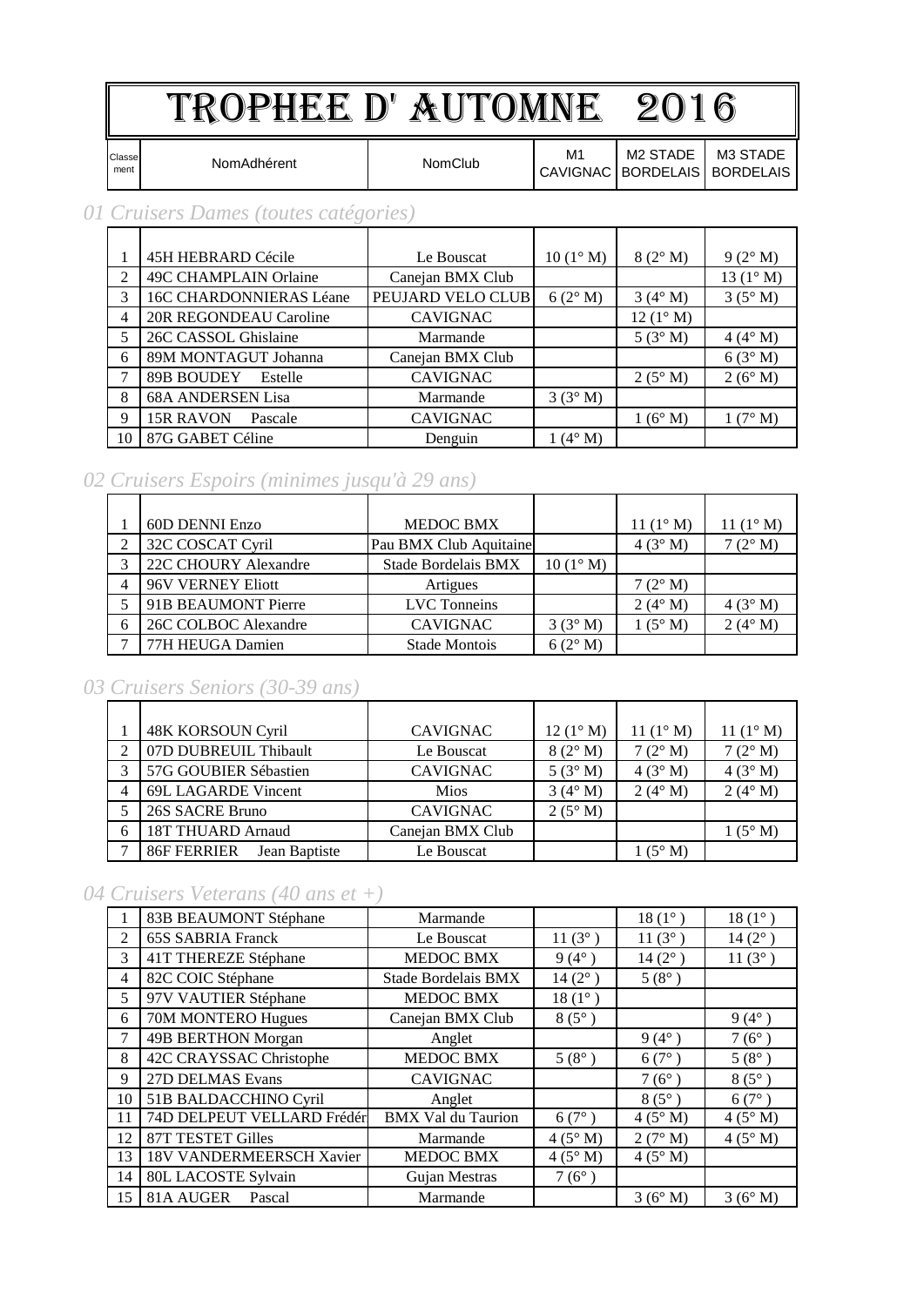# TROPHEE D' AUTOMNE 2016

| Classement | NomAdhérent | NomClub | M1 CAVIGNAC | M2 STADE BORDELAIS | M3 STADE BORDELAIS |
|---|---|---|---|---|---|

## 01 Cruisers Dames (toutes catégories)

| Classement | NomAdhérent | NomClub | M1 CAVIGNAC | M2 STADE BORDELAIS | M3 STADE BORDELAIS |
|---|---|---|---|---|---|
| 1 | 45H HEBRARD Cécile | Le Bouscat | 10 (1° M) | 8 (2° M) | 9 (2° M) |
| 2 | 49C CHAMPLAIN Orlaine | Canejan BMX Club | | | 13 (1° M) |
| 3 | 16C CHARDONNIERAS Léane | PEUJARD VELO CLUB | 6 (2° M) | 3 (4° M) | 3 (5° M) |
| 4 | 20R REGONDEAU Caroline | CAVIGNAC | | 12 (1° M) | |
| 5 | 26C CASSOL Ghislaine | Marmande | | 5 (3° M) | 4 (4° M) |
| 6 | 89M MONTAGUT Johanna | Canejan BMX Club | | | 6 (3° M) |
| 7 | 89B BOUDEY Estelle | CAVIGNAC | | 2 (5° M) | 2 (6° M) |
| 8 | 68A ANDERSEN Lisa | Marmande | 3 (3° M) | | |
| 9 | 15R RAVON Pascale | CAVIGNAC | | 1 (6° M) | 1 (7° M) |
| 10 | 87G GABET Céline | Denguin | 1 (4° M) | | |

## 02 Cruisers Espoirs (minimes jusqu'à 29 ans)

| Classement | NomAdhérent | NomClub | M1 CAVIGNAC | M2 STADE BORDELAIS | M3 STADE BORDELAIS |
|---|---|---|---|---|---|
| 1 | 60D DENNI Enzo | MEDOC BMX | | 11 (1° M) | 11 (1° M) |
| 2 | 32C COSCAT Cyril | Pau BMX Club Aquitaine | | 4 (3° M) | 7 (2° M) |
| 3 | 22C CHOURY Alexandre | Stade Bordelais BMX | 10 (1° M) | | |
| 4 | 96V VERNEY Eliott | Artigues | | 7 (2° M) | |
| 5 | 91B BEAUMONT Pierre | LVC Tonneins | | 2 (4° M) | 4 (3° M) |
| 6 | 26C COLBOC Alexandre | CAVIGNAC | 3 (3° M) | 1 (5° M) | 2 (4° M) |
| 7 | 77H HEUGA Damien | Stade Montois | 6 (2° M) | | |

## 03 Cruisers Seniors (30-39 ans)

| Classement | NomAdhérent | NomClub | M1 CAVIGNAC | M2 STADE BORDELAIS | M3 STADE BORDELAIS |
|---|---|---|---|---|---|
| 1 | 48K KORSOUN Cyril | CAVIGNAC | 12 (1° M) | 11 (1° M) | 11 (1° M) |
| 2 | 07D DUBREUIL Thibault | Le Bouscat | 8 (2° M) | 7 (2° M) | 7 (2° M) |
| 3 | 57G GOUBIER Sébastien | CAVIGNAC | 5 (3° M) | 4 (3° M) | 4 (3° M) |
| 4 | 69L LAGARDE Vincent | Mios | 3 (4° M) | 2 (4° M) | 2 (4° M) |
| 5 | 26S SACRE Bruno | CAVIGNAC | 2 (5° M) | | |
| 6 | 18T THUARD Arnaud | Canejan BMX Club | | | 1 (5° M) |
| 7 | 86F FERRIER Jean Baptiste | Le Bouscat | | 1 (5° M) | |

## 04 Cruisers Veterans (40 ans et +)

| Classement | NomAdhérent | NomClub | M1 CAVIGNAC | M2 STADE BORDELAIS | M3 STADE BORDELAIS |
|---|---|---|---|---|---|
| 1 | 83B BEAUMONT Stéphane | Marmande | | 18 (1° ) | 18 (1° ) |
| 2 | 65S SABRIA Franck | Le Bouscat | 11 (3° ) | 11 (3° ) | 14 (2° ) |
| 3 | 41T THEREZE Stéphane | MEDOC BMX | 9 (4° ) | 14 (2° ) | 11 (3° ) |
| 4 | 82C COIC Stéphane | Stade Bordelais BMX | 14 (2° ) | 5 (8° ) | |
| 5 | 97V VAUTIER Stéphane | MEDOC BMX | 18 (1° ) | | |
| 6 | 70M MONTERO Hugues | Canejan BMX Club | 8 (5° ) | | 9 (4° ) |
| 7 | 49B BERTHON Morgan | Anglet | | 9 (4° ) | 7 (6° ) |
| 8 | 42C CRAYSSAC Christophe | MEDOC BMX | 5 (8° ) | 6 (7° ) | 5 (8° ) |
| 9 | 27D DELMAS Evans | CAVIGNAC | | 7 (6° ) | 8 (5° ) |
| 10 | 51B BALDACCHINO Cyril | Anglet | | 8 (5° ) | 6 (7° ) |
| 11 | 74D DELPEUT VELLARD Frédér | BMX Val du Taurion | 6 (7° ) | 4 (5° M) | 4 (5° M) |
| 12 | 87T TESTET Gilles | Marmande | 4 (5° M) | 2 (7° M) | 4 (5° M) |
| 13 | 18V VANDERMEERSCH Xavier | MEDOC BMX | 4 (5° M) | 4 (5° M) | |
| 14 | 80L LACOSTE Sylvain | Gujan Mestras | 7 (6° ) | | |
| 15 | 81A AUGER Pascal | Marmande | | 3 (6° M) | 3 (6° M) |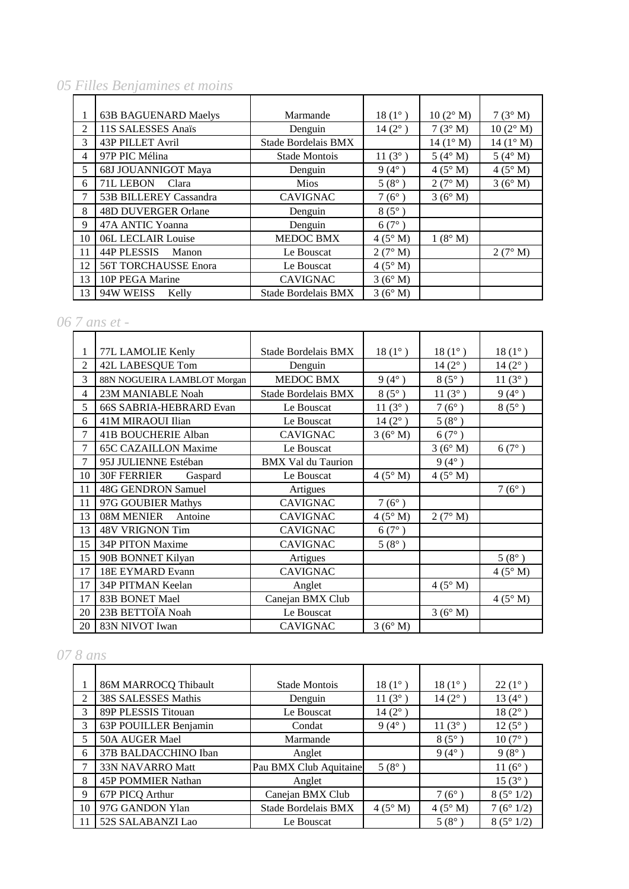*05 Filles Benjamines et moins*

| | | | | | |
|---|---|---|---|---|---|
| 1 | 63B BAGUENARD Maelys | Marmande | 18 (1° ) | 10 (2° M) | 7 (3° M) |
| 2 | 11S SALESSES Anaïs | Denguin | 14 (2° ) | 7 (3° M) | 10 (2° M) |
| 3 | 43P PILLET Avril | Stade Bordelais BMX | | 14 (1° M) | 14 (1° M) |
| 4 | 97P PIC Mélina | Stade Montois | 11 (3° ) | 5 (4° M) | 5 (4° M) |
| 5 | 68J JOUANNIGOT Maya | Denguin | 9 (4° ) | 4 (5° M) | 4 (5° M) |
| 6 | 71L LEBON Clara | Mios | 5 (8° ) | 2 (7° M) | 3 (6° M) |
| 7 | 53B BILLEREY Cassandra | CAVIGNAC | 7 (6° ) | 3 (6° M) | |
| 8 | 48D DUVERGER Orlane | Denguin | 8 (5° ) | | |
| 9 | 47A ANTIC Yoanna | Denguin | 6 (7° ) | | |
| 10 | 06L LECLAIR Louise | MEDOC BMX | 4 (5° M) | 1 (8° M) | |
| 11 | 44P PLESSIS Manon | Le Bouscat | 2 (7° M) | | 2 (7° M) |
| 12 | 56T TORCHAUSSE Enora | Le Bouscat | 4 (5° M) | | |
| 13 | 10P PEGA Marine | CAVIGNAC | 3 (6° M) | | |
| 13 | 94W WEISS Kelly | Stade Bordelais BMX | 3 (6° M) | | |

*06 7 ans et -*

| | | | | | |
|---|---|---|---|---|---|
| 1 | 77L LAMOLIE Kenly | Stade Bordelais BMX | 18 (1° ) | 18 (1° ) | 18 (1° ) |
| 2 | 42L LABESQUE Tom | Denguin | | 14 (2° ) | 14 (2° ) |
| 3 | 88N NOGUEIRA LAMBLOT Morgan | MEDOC BMX | 9 (4° ) | 8 (5° ) | 11 (3° ) |
| 4 | 23M MANIABLE Noah | Stade Bordelais BMX | 8 (5° ) | 11 (3° ) | 9 (4° ) |
| 5 | 66S SABRIA-HEBRARD Evan | Le Bouscat | 11 (3° ) | 7 (6° ) | 8 (5° ) |
| 6 | 41M MIRAOUI Ilian | Le Bouscat | 14 (2° ) | 5 (8° ) | |
| 7 | 41B BOUCHERIE Alban | CAVIGNAC | 3 (6° M) | 6 (7° ) | |
| 7 | 65C CAZAILLON Maxime | Le Bouscat | | 3 (6° M) | 6 (7° ) |
| 7 | 95J JULIENNE Estéban | BMX Val du Taurion | | 9 (4° ) | |
| 10 | 30F FERRIER Gaspard | Le Bouscat | 4 (5° M) | 4 (5° M) | |
| 11 | 48G GENDRON Samuel | Artigues | | | 7 (6° ) |
| 11 | 97G GOUBIER Mathys | CAVIGNAC | 7 (6° ) | | |
| 13 | 08M MENIER Antoine | CAVIGNAC | 4 (5° M) | 2 (7° M) | |
| 13 | 48V VRIGNON Tim | CAVIGNAC | 6 (7° ) | | |
| 15 | 34P PITON Maxime | CAVIGNAC | 5 (8° ) | | |
| 15 | 90B BONNET Kilyan | Artigues | | | 5 (8° ) |
| 17 | 18E EYMARD Evann | CAVIGNAC | | | 4 (5° M) |
| 17 | 34P PITMAN Keelan | Anglet | | 4 (5° M) | |
| 17 | 83B BONET Mael | Canejan BMX Club | | | 4 (5° M) |
| 20 | 23B BETTOÏA Noah | Le Bouscat | | 3 (6° M) | |
| 20 | 83N NIVOT Iwan | CAVIGNAC | 3 (6° M) | | |

*07 8 ans*

| | | | | | |
|---|---|---|---|---|---|
| 1 | 86M MARROCQ Thibault | Stade Montois | 18 (1° ) | 18 (1° ) | 22 (1° ) |
| 2 | 38S SALESSES Mathis | Denguin | 11 (3° ) | 14 (2° ) | 13 (4° ) |
| 3 | 89P PLESSIS Titouan | Le Bouscat | 14 (2° ) | | 18 (2° ) |
| 3 | 63P POUILLER Benjamin | Condat | 9 (4° ) | 11 (3° ) | 12 (5° ) |
| 5 | 50A AUGER Mael | Marmande | | 8 (5° ) | 10 (7° ) |
| 6 | 37B BALDACCHINO Iban | Anglet | | 9 (4° ) | 9 (8° ) |
| 7 | 33N NAVARRO Matt | Pau BMX Club Aquitaine | 5 (8° ) | | 11 (6° ) |
| 8 | 45P POMMIER Nathan | Anglet | | | 15 (3° ) |
| 9 | 67P PICQ Arthur | Canejan BMX Club | | 7 (6° ) | 8 (5° 1/2) |
| 10 | 97G GANDON Ylan | Stade Bordelais BMX | 4 (5° M) | 4 (5° M) | 7 (6° 1/2) |
| 11 | 52S SALABANZI Lao | Le Bouscat | | 5 (8° ) | 8 (5° 1/2) |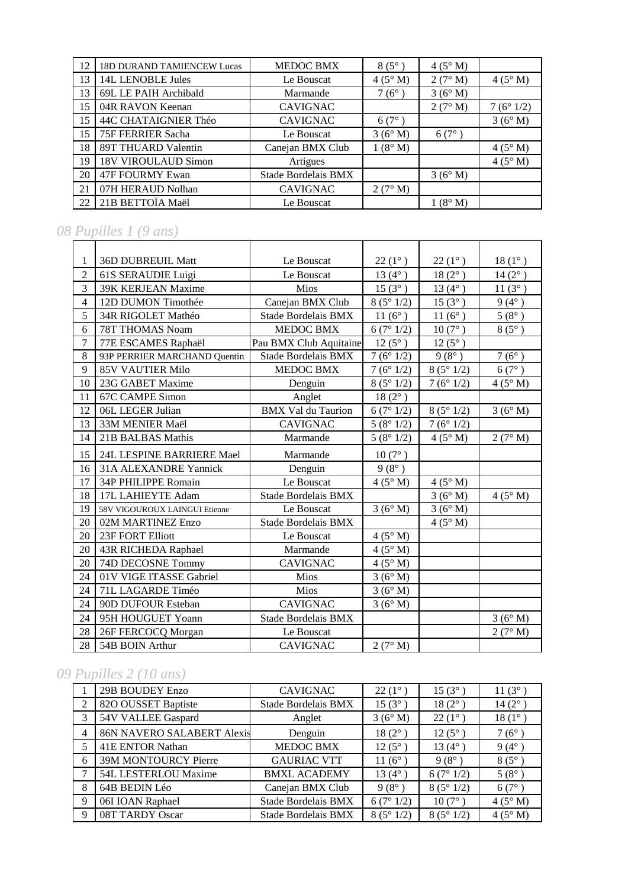| | | | | | |
|---|---|---|---|---|---|
| 12 | 18D DURAND TAMIENCEW Lucas | MEDOC BMX | 8 (5° ) | 4 (5° M) | |
| 13 | 14L LENOBLE Jules | Le Bouscat | 4 (5° M) | 2 (7° M) | 4 (5° M) |
| 13 | 69L LE PAIH Archibald | Marmande | 7 (6° ) | 3 (6° M) | |
| 15 | 04R RAVON Keenan | CAVIGNAC | | 2 (7° M) | 7 (6° 1/2) |
| 15 | 44C CHATAIGNIER Théo | CAVIGNAC | 6 (7° ) | | 3 (6° M) |
| 15 | 75F FERRIER Sacha | Le Bouscat | 3 (6° M) | 6 (7° ) | |
| 18 | 89T THUARD Valentin | Canejan BMX Club | 1 (8° M) | | 4 (5° M) |
| 19 | 18V VIROULAUD Simon | Artigues | | | 4 (5° M) |
| 20 | 47F FOURMY Ewan | Stade Bordelais BMX | | 3 (6° M) | |
| 21 | 07H HERAUD Nolhan | CAVIGNAC | 2 (7° M) | | |
| 22 | 21B BETTOÏA Maël | Le Bouscat | | 1 (8° M) | |

## *08 Pupilles 1 (9 ans)*

| | | | | | |
|---|---|---|---|---|---|
| 1 | 36D DUBREUIL Matt | Le Bouscat | 22 (1° ) | 22 (1° ) | 18 (1° ) |
| 2 | 61S SERAUDIE Luigi | Le Bouscat | 13 (4° ) | 18 (2° ) | 14 (2° ) |
| 3 | 39K KERJEAN Maxime | Mios | 15 (3° ) | 13 (4° ) | 11 (3° ) |
| 4 | 12D DUMON Timothée | Canejan BMX Club | 8 (5° 1/2) | 15 (3° ) | 9 (4° ) |
| 5 | 34R RIGOLET Mathéo | Stade Bordelais BMX | 11 (6° ) | 11 (6° ) | 5 (8° ) |
| 6 | 78T THOMAS Noam | MEDOC BMX | 6 (7° 1/2) | 10 (7° ) | 8 (5° ) |
| 7 | 77E ESCAMES Raphaël | Pau BMX Club Aquitaine | 12 (5° ) | 12 (5° ) | |
| 8 | 93P PERRIER MARCHAND Quentin | Stade Bordelais BMX | 7 (6° 1/2) | 9 (8° ) | 7 (6° ) |
| 9 | 85V VAUTIER Milo | MEDOC BMX | 7 (6° 1/2) | 8 (5° 1/2) | 6 (7° ) |
| 10 | 23G GABET Maxime | Denguin | 8 (5° 1/2) | 7 (6° 1/2) | 4 (5° M) |
| 11 | 67C CAMPE Simon | Anglet | 18 (2° ) | | |
| 12 | 06L LEGER Julian | BMX Val du Taurion | 6 (7° 1/2) | 8 (5° 1/2) | 3 (6° M) |
| 13 | 33M MENIER Maël | CAVIGNAC | 5 (8° 1/2) | 7 (6° 1/2) | |
| 14 | 21B BALBAS Mathis | Marmande | 5 (8° 1/2) | 4 (5° M) | 2 (7° M) |
| 15 | 24L LESPINE BARRIERE Mael | Marmande | 10 (7° ) | | |
| 16 | 31A ALEXANDRE Yannick | Denguin | 9 (8° ) | | |
| 17 | 34P PHILIPPE Romain | Le Bouscat | 4 (5° M) | 4 (5° M) | |
| 18 | 17L LAHIEYTE Adam | Stade Bordelais BMX | | 3 (6° M) | 4 (5° M) |
| 19 | 58V VIGOUROUX LAINGUI Etienne | Le Bouscat | 3 (6° M) | 3 (6° M) | |
| 20 | 02M MARTINEZ Enzo | Stade Bordelais BMX | | 4 (5° M) | |
| 20 | 23F FORT Elliott | Le Bouscat | 4 (5° M) | | |
| 20 | 43R RICHEDA Raphael | Marmande | 4 (5° M) | | |
| 20 | 74D DECOSNE Tommy | CAVIGNAC | 4 (5° M) | | |
| 24 | 01V VIGE ITASSE Gabriel | Mios | 3 (6° M) | | |
| 24 | 71L LAGARDE Timéo | Mios | 3 (6° M) | | |
| 24 | 90D DUFOUR Esteban | CAVIGNAC | 3 (6° M) | | |
| 24 | 95H HOUGUET Yoann | Stade Bordelais BMX | | | 3 (6° M) |
| 28 | 26F FERCOCQ Morgan | Le Bouscat | | | 2 (7° M) |
| 28 | 54B BOIN Arthur | CAVIGNAC | 2 (7° M) | | |

## *09 Pupilles 2 (10 ans)*

| | | | | | |
|---|---|---|---|---|---|
| 1 | 29B BOUDEY Enzo | CAVIGNAC | 22 (1° ) | 15 (3° ) | 11 (3° ) |
| 2 | 82O OUSSET Baptiste | Stade Bordelais BMX | 15 (3° ) | 18 (2° ) | 14 (2° ) |
| 3 | 54V VALLEE Gaspard | Anglet | 3 (6° M) | 22 (1° ) | 18 (1° ) |
| 4 | 86N NAVERO SALABERT Alexis | Denguin | 18 (2° ) | 12 (5° ) | 7 (6° ) |
| 5 | 41E ENTOR Nathan | MEDOC BMX | 12 (5° ) | 13 (4° ) | 9 (4° ) |
| 6 | 39M MONTOURCY Pierre | GAURIAC VTT | 11 (6° ) | 9 (8° ) | 8 (5° ) |
| 7 | 54L LESTERLOU Maxime | BMXL ACADEMY | 13 (4° ) | 6 (7° 1/2) | 5 (8° ) |
| 8 | 64B BEDIN Léo | Canejan BMX Club | 9 (8° ) | 8 (5° 1/2) | 6 (7° ) |
| 9 | 06I IOAN Raphael | Stade Bordelais BMX | 6 (7° 1/2) | 10 (7° ) | 4 (5° M) |
| 9 | 08T TARDY Oscar | Stade Bordelais BMX | 8 (5° 1/2) | 8 (5° 1/2) | 4 (5° M) |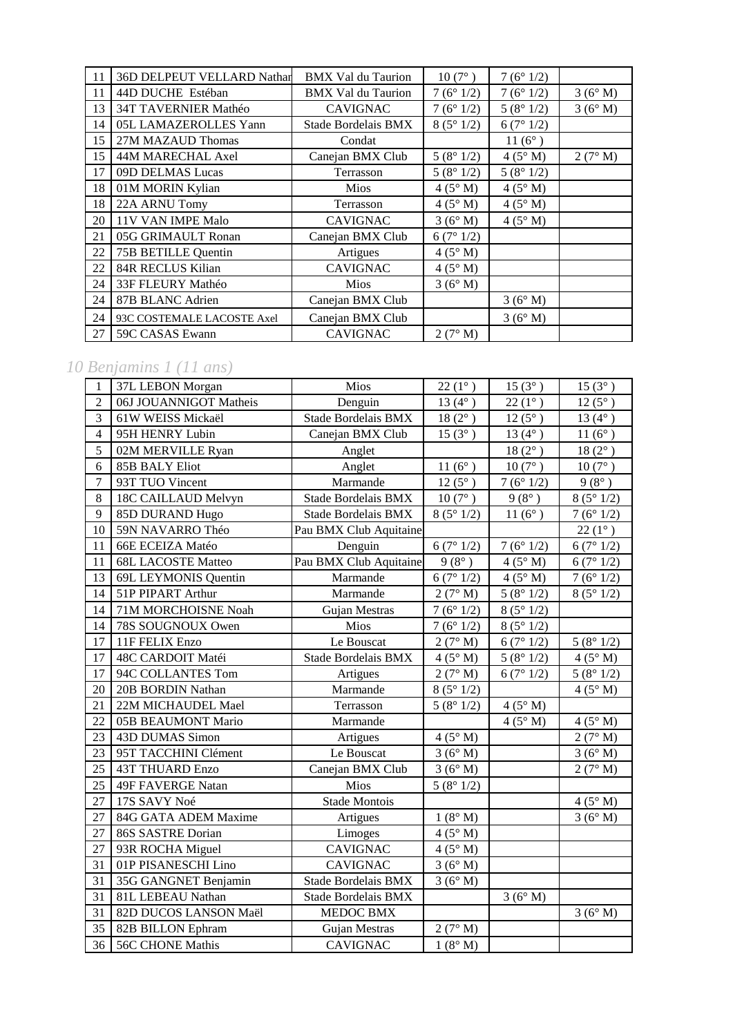| | | | | | |
|---|---|---|---|---|---|
| 11 | 36D DELPEUT VELLARD Nathan | BMX Val du Taurion | 10 (7° ) | 7 (6° 1/2) | |
| 11 | 44D DUCHE Estéban | BMX Val du Taurion | 7 (6° 1/2) | 7 (6° 1/2) | 3 (6° M) |
| 13 | 34T TAVERNIER Mathéo | CAVIGNAC | 7 (6° 1/2) | 5 (8° 1/2) | 3 (6° M) |
| 14 | 05L LAMAZEROLLES Yann | Stade Bordelais BMX | 8 (5° 1/2) | 6 (7° 1/2) | |
| 15 | 27M MAZAUD Thomas | Condat | | 11 (6° ) | |
| 15 | 44M MARECHAL Axel | Canejan BMX Club | 5 (8° 1/2) | 4 (5° M) | 2 (7° M) |
| 17 | 09D DELMAS Lucas | Terrasson | 5 (8° 1/2) | 5 (8° 1/2) | |
| 18 | 01M MORIN Kylian | Mios | 4 (5° M) | 4 (5° M) | |
| 18 | 22A ARNU Tomy | Terrasson | 4 (5° M) | 4 (5° M) | |
| 20 | 11V VAN IMPE Malo | CAVIGNAC | 3 (6° M) | 4 (5° M) | |
| 21 | 05G GRIMAULT Ronan | Canejan BMX Club | 6 (7° 1/2) | | |
| 22 | 75B BETILLE Quentin | Artigues | 4 (5° M) | | |
| 22 | 84R RECLUS Kilian | CAVIGNAC | 4 (5° M) | | |
| 24 | 33F FLEURY Mathéo | Mios | 3 (6° M) | | |
| 24 | 87B BLANC Adrien | Canejan BMX Club | | 3 (6° M) | |
| 24 | 93C COSTEMALE LACOSTE Axel | Canejan BMX Club | | 3 (6° M) | |
| 27 | 59C CASAS Ewann | CAVIGNAC | 2 (7° M) | | |

*10 Benjamins 1 (11 ans)*

| | | | | | |
|---|---|---|---|---|---|
| 1 | 37L LEBON Morgan | Mios | 22 (1° ) | 15 (3° ) | 15 (3° ) |
| 2 | 06J JOUANNIGOT Matheis | Denguin | 13 (4° ) | 22 (1° ) | 12 (5° ) |
| 3 | 61W WEISS Mickaël | Stade Bordelais BMX | 18 (2° ) | 12 (5° ) | 13 (4° ) |
| 4 | 95H HENRY Lubin | Canejan BMX Club | 15 (3° ) | 13 (4° ) | 11 (6° ) |
| 5 | 02M MERVILLE Ryan | Anglet | | 18 (2° ) | 18 (2° ) |
| 6 | 85B BALY Eliot | Anglet | 11 (6° ) | 10 (7° ) | 10 (7° ) |
| 7 | 93T TUO Vincent | Marmande | 12 (5° ) | 7 (6° 1/2) | 9 (8° ) |
| 8 | 18C CAILLAUD Melvyn | Stade Bordelais BMX | 10 (7° ) | 9 (8° ) | 8 (5° 1/2) |
| 9 | 85D DURAND Hugo | Stade Bordelais BMX | 8 (5° 1/2) | 11 (6° ) | 7 (6° 1/2) |
| 10 | 59N NAVARRO Théo | Pau BMX Club Aquitaine | | | 22 (1° ) |
| 11 | 66E ECEIZA Matéo | Denguin | 6 (7° 1/2) | 7 (6° 1/2) | 6 (7° 1/2) |
| 11 | 68L LACOSTE Matteo | Pau BMX Club Aquitaine | 9 (8° ) | 4 (5° M) | 6 (7° 1/2) |
| 13 | 69L LEYMONIS Quentin | Marmande | 6 (7° 1/2) | 4 (5° M) | 7 (6° 1/2) |
| 14 | 51P PIPART Arthur | Marmande | 2 (7° M) | 5 (8° 1/2) | 8 (5° 1/2) |
| 14 | 71M MORCHOISNE Noah | Gujan Mestras | 7 (6° 1/2) | 8 (5° 1/2) | |
| 14 | 78S SOUGNOUX Owen | Mios | 7 (6° 1/2) | 8 (5° 1/2) | |
| 17 | 11F FELIX Enzo | Le Bouscat | 2 (7° M) | 6 (7° 1/2) | 5 (8° 1/2) |
| 17 | 48C CARDOIT Matéi | Stade Bordelais BMX | 4 (5° M) | 5 (8° 1/2) | 4 (5° M) |
| 17 | 94C COLLANTES Tom | Artigues | 2 (7° M) | 6 (7° 1/2) | 5 (8° 1/2) |
| 20 | 20B BORDIN Nathan | Marmande | 8 (5° 1/2) | | 4 (5° M) |
| 21 | 22M MICHAUDEL Mael | Terrasson | 5 (8° 1/2) | 4 (5° M) | |
| 22 | 05B BEAUMONT Mario | Marmande | | 4 (5° M) | 4 (5° M) |
| 23 | 43D DUMAS Simon | Artigues | 4 (5° M) | | 2 (7° M) |
| 23 | 95T TACCHINI Clément | Le Bouscat | 3 (6° M) | | 3 (6° M) |
| 25 | 43T THUARD Enzo | Canejan BMX Club | 3 (6° M) | | 2 (7° M) |
| 25 | 49F FAVERGE Natan | Mios | 5 (8° 1/2) | | |
| 27 | 17S SAVY Noé | Stade Montois | | | 4 (5° M) |
| 27 | 84G GATA ADEM Maxime | Artigues | 1 (8° M) | | 3 (6° M) |
| 27 | 86S SASTRE Dorian | Limoges | 4 (5° M) | | |
| 27 | 93R ROCHA Miguel | CAVIGNAC | 4 (5° M) | | |
| 31 | 01P PISANESCHI Lino | CAVIGNAC | 3 (6° M) | | |
| 31 | 35G GANGNET Benjamin | Stade Bordelais BMX | 3 (6° M) | | |
| 31 | 81L LEBEAU Nathan | Stade Bordelais BMX | | 3 (6° M) | |
| 31 | 82D DUCOS LANSON Maël | MEDOC BMX | | | 3 (6° M) |
| 35 | 82B BILLON Ephram | Gujan Mestras | 2 (7° M) | | |
| 36 | 56C CHONE Mathis | CAVIGNAC | 1 (8° M) | | |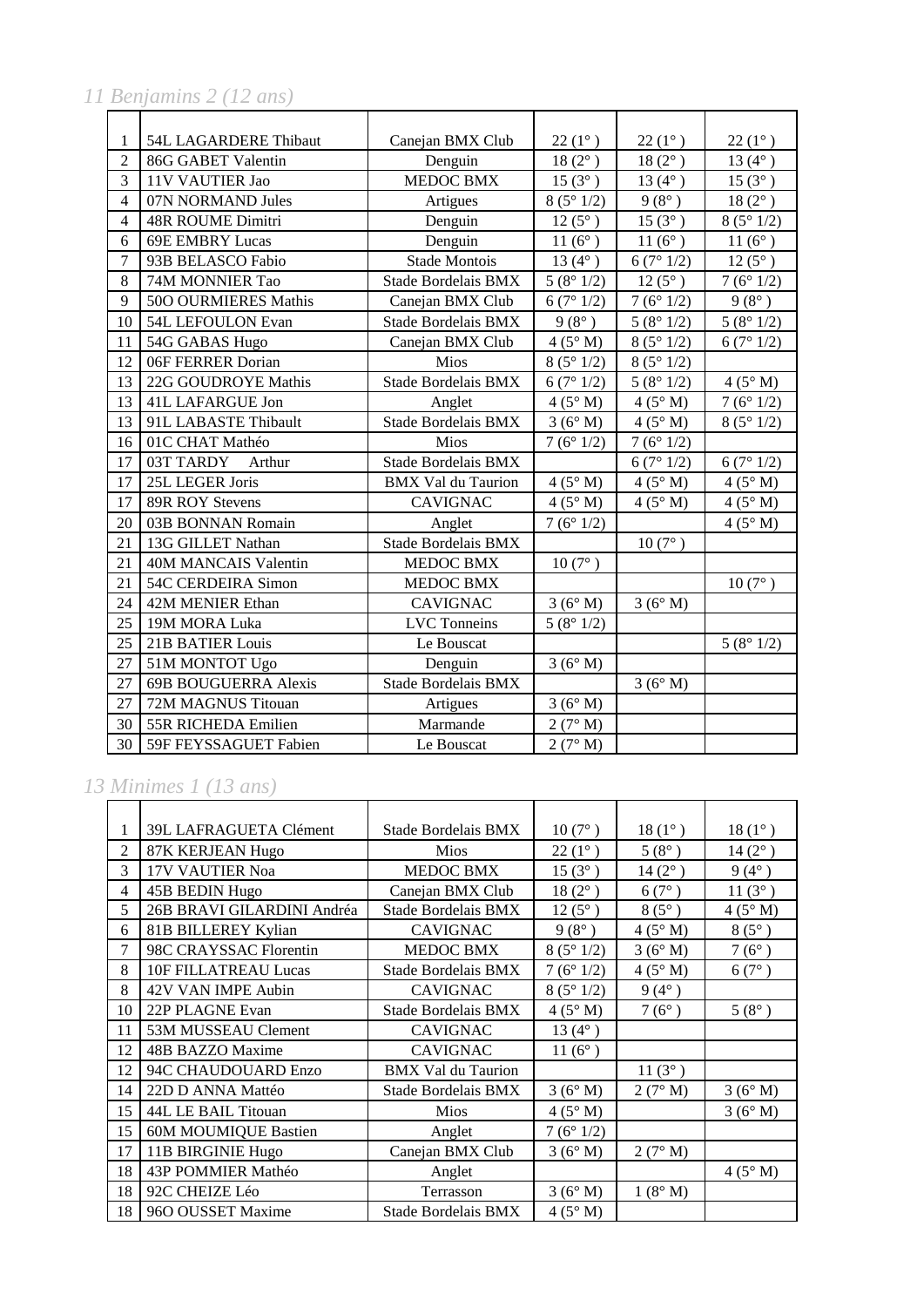*11 Benjamins 2 (12 ans)*

| | | | | | |
|---|---|---|---|---|---|
| 1 | 54L LAGARDERE Thibaut | Canejan BMX Club | 22 (1° ) | 22 (1° ) | 22 (1° ) |
| 2 | 86G GABET Valentin | Denguin | 18 (2° ) | 18 (2° ) | 13 (4° ) |
| 3 | 11V VAUTIER Jao | MEDOC BMX | 15 (3° ) | 13 (4° ) | 15 (3° ) |
| 4 | 07N NORMAND Jules | Artigues | 8 (5° 1/2) | 9 (8° ) | 18 (2° ) |
| 4 | 48R ROUME Dimitri | Denguin | 12 (5° ) | 15 (3° ) | 8 (5° 1/2) |
| 6 | 69E EMBRY Lucas | Denguin | 11 (6° ) | 11 (6° ) | 11 (6° ) |
| 7 | 93B BELASCO Fabio | Stade Montois | 13 (4° ) | 6 (7° 1/2) | 12 (5° ) |
| 8 | 74M MONNIER Tao | Stade Bordelais BMX | 5 (8° 1/2) | 12 (5° ) | 7 (6° 1/2) |
| 9 | 50O OURMIERES Mathis | Canejan BMX Club | 6 (7° 1/2) | 7 (6° 1/2) | 9 (8° ) |
| 10 | 54L LEFOULON Evan | Stade Bordelais BMX | 9 (8° ) | 5 (8° 1/2) | 5 (8° 1/2) |
| 11 | 54G GABAS Hugo | Canejan BMX Club | 4 (5° M) | 8 (5° 1/2) | 6 (7° 1/2) |
| 12 | 06F FERRER Dorian | Mios | 8 (5° 1/2) | 8 (5° 1/2) | |
| 13 | 22G GOUDROYE Mathis | Stade Bordelais BMX | 6 (7° 1/2) | 5 (8° 1/2) | 4 (5° M) |
| 13 | 41L LAFARGUE Jon | Anglet | 4 (5° M) | 4 (5° M) | 7 (6° 1/2) |
| 13 | 91L LABASTE Thibault | Stade Bordelais BMX | 3 (6° M) | 4 (5° M) | 8 (5° 1/2) |
| 16 | 01C CHAT Mathéo | Mios | 7 (6° 1/2) | 7 (6° 1/2) | |
| 17 | 03T TARDY Arthur | Stade Bordelais BMX | | 6 (7° 1/2) | 6 (7° 1/2) |
| 17 | 25L LEGER Joris | BMX Val du Taurion | 4 (5° M) | 4 (5° M) | 4 (5° M) |
| 17 | 89R ROY Stevens | CAVIGNAC | 4 (5° M) | 4 (5° M) | 4 (5° M) |
| 20 | 03B BONNAN Romain | Anglet | 7 (6° 1/2) | | 4 (5° M) |
| 21 | 13G GILLET Nathan | Stade Bordelais BMX | | 10 (7° ) | |
| 21 | 40M MANCAIS Valentin | MEDOC BMX | 10 (7° ) | | |
| 21 | 54C CERDEIRA Simon | MEDOC BMX | | | 10 (7° ) |
| 24 | 42M MENIER Ethan | CAVIGNAC | 3 (6° M) | 3 (6° M) | |
| 25 | 19M MORA Luka | LVC Tonneins | 5 (8° 1/2) | | |
| 25 | 21B BATIER Louis | Le Bouscat | | | 5 (8° 1/2) |
| 27 | 51M MONTOT Ugo | Denguin | 3 (6° M) | | |
| 27 | 69B BOUGUERRA Alexis | Stade Bordelais BMX | | 3 (6° M) | |
| 27 | 72M MAGNUS Titouan | Artigues | 3 (6° M) | | |
| 30 | 55R RICHEDA Emilien | Marmande | 2 (7° M) | | |
| 30 | 59F FEYSSAGUET Fabien | Le Bouscat | 2 (7° M) | | |

*13 Minimes 1 (13 ans)*

| | | | | | |
|---|---|---|---|---|---|
| 1 | 39L LAFRAGUETA Clément | Stade Bordelais BMX | 10 (7° ) | 18 (1° ) | 18 (1° ) |
| 2 | 87K KERJEAN Hugo | Mios | 22 (1° ) | 5 (8° ) | 14 (2° ) |
| 3 | 17V VAUTIER Noa | MEDOC BMX | 15 (3° ) | 14 (2° ) | 9 (4° ) |
| 4 | 45B BEDIN Hugo | Canejan BMX Club | 18 (2° ) | 6 (7° ) | 11 (3° ) |
| 5 | 26B BRAVI GILARDINI Andréa | Stade Bordelais BMX | 12 (5° ) | 8 (5° ) | 4 (5° M) |
| 6 | 81B BILLEREY Kylian | CAVIGNAC | 9 (8° ) | 4 (5° M) | 8 (5° ) |
| 7 | 98C CRAYSSAC Florentin | MEDOC BMX | 8 (5° 1/2) | 3 (6° M) | 7 (6° ) |
| 8 | 10F FILLATREAU Lucas | Stade Bordelais BMX | 7 (6° 1/2) | 4 (5° M) | 6 (7° ) |
| 8 | 42V VAN IMPE Aubin | CAVIGNAC | 8 (5° 1/2) | 9 (4° ) | |
| 10 | 22P PLAGNE Evan | Stade Bordelais BMX | 4 (5° M) | 7 (6° ) | 5 (8° ) |
| 11 | 53M MUSSEAU Clement | CAVIGNAC | 13 (4° ) | | |
| 12 | 48B BAZZO Maxime | CAVIGNAC | 11 (6° ) | | |
| 12 | 94C CHAUDOUARD Enzo | BMX Val du Taurion | | 11 (3° ) | |
| 14 | 22D D ANNA Mattéo | Stade Bordelais BMX | 3 (6° M) | 2 (7° M) | 3 (6° M) |
| 15 | 44L LE BAIL Titouan | Mios | 4 (5° M) | | 3 (6° M) |
| 15 | 60M MOUMIQUE Bastien | Anglet | 7 (6° 1/2) | | |
| 17 | 11B BIRGINIE Hugo | Canejan BMX Club | 3 (6° M) | 2 (7° M) | |
| 18 | 43P POMMIER Mathéo | Anglet | | | 4 (5° M) |
| 18 | 92C CHEIZE Léo | Terrasson | 3 (6° M) | 1 (8° M) | |
| 18 | 96O OUSSET Maxime | Stade Bordelais BMX | 4 (5° M) | | |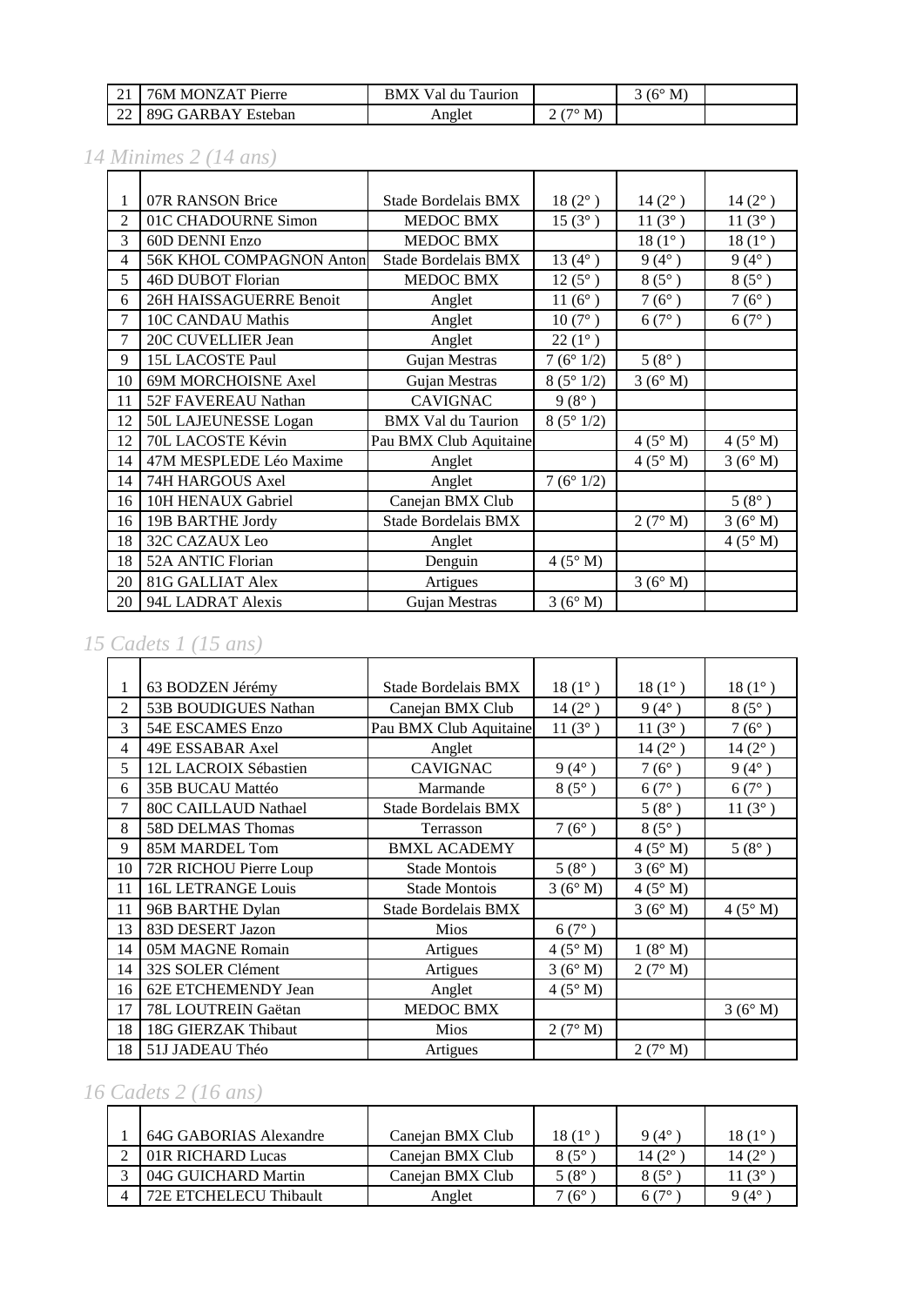| 21 | 76M MONZAT Pierre | BMX Val du Taurion | | 3 (6° M) | |
|---|---|---|---|---|---|
| 22 | 89G GARBAY Esteban | Anglet | 2 (7° M) | | |

## *14 Minimes 2 (14 ans)*

| | | | | | |
|---|---|---|---|---|---|
| 1 | 07R RANSON Brice | Stade Bordelais BMX | 18 (2° ) | 14 (2° ) | 14 (2° ) |
| 2 | 01C CHADOURNE Simon | MEDOC BMX | 15 (3° ) | 11 (3° ) | 11 (3° ) |
| 3 | 60D DENNI Enzo | MEDOC BMX | | 18 (1° ) | 18 (1° ) |
| 4 | 56K KHOL COMPAGNON Anton | Stade Bordelais BMX | 13 (4° ) | 9 (4° ) | 9 (4° ) |
| 5 | 46D DUBOT Florian | MEDOC BMX | 12 (5° ) | 8 (5° ) | 8 (5° ) |
| 6 | 26H HAISSAGUERRE Benoit | Anglet | 11 (6° ) | 7 (6° ) | 7 (6° ) |
| 7 | 10C CANDAU Mathis | Anglet | 10 (7° ) | 6 (7° ) | 6 (7° ) |
| 7 | 20C CUVELLIER Jean | Anglet | 22 (1° ) | | |
| 9 | 15L LACOSTE Paul | Gujan Mestras | 7 (6° 1/2) | 5 (8° ) | |
| 10 | 69M MORCHOISNE Axel | Gujan Mestras | 8 (5° 1/2) | 3 (6° M) | |
| 11 | 52F FAVEREAU Nathan | CAVIGNAC | 9 (8° ) | | |
| 12 | 50L LAJEUNESSE Logan | BMX Val du Taurion | 8 (5° 1/2) | | |
| 12 | 70L LACOSTE Kévin | Pau BMX Club Aquitaine | | 4 (5° M) | 4 (5° M) |
| 14 | 47M MESPLEDE Léo Maxime | Anglet | | 4 (5° M) | 3 (6° M) |
| 14 | 74H HARGOUS Axel | Anglet | 7 (6° 1/2) | | |
| 16 | 10H HENAUX Gabriel | Canejan BMX Club | | | 5 (8° ) |
| 16 | 19B BARTHE Jordy | Stade Bordelais BMX | | 2 (7° M) | 3 (6° M) |
| 18 | 32C CAZAUX Leo | Anglet | | | 4 (5° M) |
| 18 | 52A ANTIC Florian | Denguin | 4 (5° M) | | |
| 20 | 81G GALLIAT Alex | Artigues | | 3 (6° M) | |
| 20 | 94L LADRAT Alexis | Gujan Mestras | 3 (6° M) | | |

## *15 Cadets 1 (15 ans)*

| | | | | | |
|---|---|---|---|---|---|
| 1 | 63 BODZEN Jérémy | Stade Bordelais BMX | 18 (1° ) | 18 (1° ) | 18 (1° ) |
| 2 | 53B BOUDIGUES Nathan | Canejan BMX Club | 14 (2° ) | 9 (4° ) | 8 (5° ) |
| 3 | 54E ESCAMES Enzo | Pau BMX Club Aquitaine | 11 (3° ) | 11 (3° ) | 7 (6° ) |
| 4 | 49E ESSABAR Axel | Anglet | | 14 (2° ) | 14 (2° ) |
| 5 | 12L LACROIX Sébastien | CAVIGNAC | 9 (4° ) | 7 (6° ) | 9 (4° ) |
| 6 | 35B BUCAU Mattéo | Marmande | 8 (5° ) | 6 (7° ) | 6 (7° ) |
| 7 | 80C CAILLAUD Nathael | Stade Bordelais BMX | | 5 (8° ) | 11 (3° ) |
| 8 | 58D DELMAS Thomas | Terrasson | 7 (6° ) | 8 (5° ) | |
| 9 | 85M MARDEL Tom | BMXL ACADEMY | | 4 (5° M) | 5 (8° ) |
| 10 | 72R RICHOU Pierre Loup | Stade Montois | 5 (8° ) | 3 (6° M) | |
| 11 | 16L LETRANGE Louis | Stade Montois | 3 (6° M) | 4 (5° M) | |
| 11 | 96B BARTHE Dylan | Stade Bordelais BMX | | 3 (6° M) | 4 (5° M) |
| 13 | 83D DESERT Jazon | Mios | 6 (7° ) | | |
| 14 | 05M MAGNE Romain | Artigues | 4 (5° M) | 1 (8° M) | |
| 14 | 32S SOLER Clément | Artigues | 3 (6° M) | 2 (7° M) | |
| 16 | 62E ETCHEMENDY Jean | Anglet | 4 (5° M) | | |
| 17 | 78L LOUTREIN Gaëtan | MEDOC BMX | | | 3 (6° M) |
| 18 | 18G GIERZAK Thibaut | Mios | 2 (7° M) | | |
| 18 | 51J JADEAU Théo | Artigues | | 2 (7° M) | |

## *16 Cadets 2 (16 ans)*

| | | | | | |
|---|---|---|---|---|---|
| 1 | 64G GABORIAS Alexandre | Canejan BMX Club | 18 (1° ) | 9 (4° ) | 18 (1° ) |
| 2 | 01R RICHARD Lucas | Canejan BMX Club | 8 (5° ) | 14 (2° ) | 14 (2° ) |
| 3 | 04G GUICHARD Martin | Canejan BMX Club | 5 (8° ) | 8 (5° ) | 11 (3° ) |
| 4 | 72E ETCHELECU Thibault | Anglet | 7 (6° ) | 6 (7° ) | 9 (4° ) |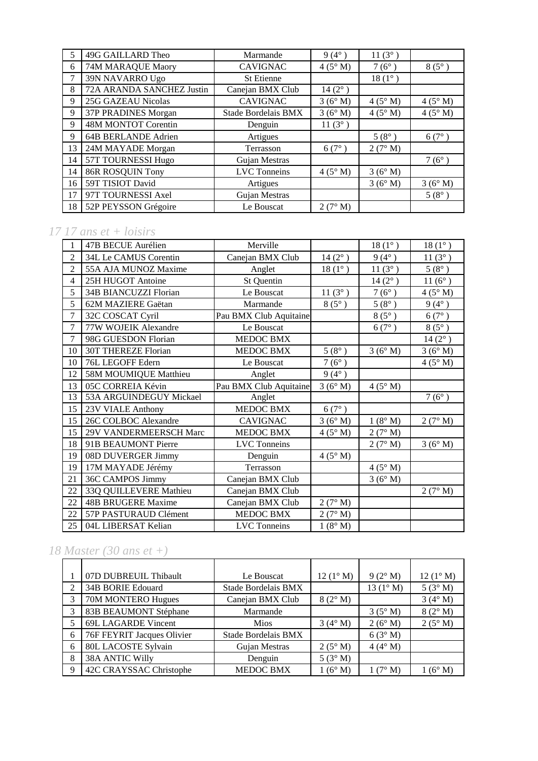| 5 | 49G GAILLARD Theo | Marmande | 9 (4° ) | 11 (3° ) | |
|---|---|---|---|---|---|
| 6 | 74M MARAQUE Maory | CAVIGNAC | 4 (5° M) | 7 (6° ) | 8 (5° ) |
| 7 | 39N NAVARRO Ugo | St Etienne | | 18 (1° ) | |
| 8 | 72A ARANDA SANCHEZ Justin | Canejan BMX Club | 14 (2° ) | | |
| 9 | 25G GAZEAU Nicolas | CAVIGNAC | 3 (6° M) | 4 (5° M) | 4 (5° M) |
| 9 | 37P PRADINES Morgan | Stade Bordelais BMX | 3 (6° M) | 4 (5° M) | 4 (5° M) |
| 9 | 48M MONTOT Corentin | Denguin | 11 (3° ) | | |
| 9 | 64B BERLANDE Adrien | Artigues | | 5 (8° ) | 6 (7° ) |
| 13 | 24M MAYADE Morgan | Terrasson | 6 (7° ) | 2 (7° M) | |
| 14 | 57T TOURNESSI Hugo | Gujan Mestras | | | 7 (6° ) |
| 14 | 86R ROSQUIN Tony | LVC Tonneins | 4 (5° M) | 3 (6° M) | |
| 16 | 59T TISIOT David | Artigues | | 3 (6° M) | 3 (6° M) |
| 17 | 97T TOURNESSI Axel | Gujan Mestras | | | 5 (8° ) |
| 18 | 52P PEYSSON Grégoire | Le Bouscat | 2 (7° M) | | |

## *17 17 ans et + loisirs*

| 1 | 47B BECUE Aurélien | Merville | | 18 (1° ) | 18 (1° ) |
|---|---|---|---|---|---|
| 2 | 34L Le CAMUS Corentin | Canejan BMX Club | 14 (2° ) | 9 (4° ) | 11 (3° ) |
| 2 | 55A AJA MUNOZ Maxime | Anglet | 18 (1° ) | 11 (3° ) | 5 (8° ) |
| 4 | 25H HUGOT Antoine | St Quentin | | 14 (2° ) | 11 (6° ) |
| 5 | 34B BIANCUZZI Florian | Le Bouscat | 11 (3° ) | 7 (6° ) | 4 (5° M) |
| 5 | 62M MAZIERE Gaëtan | Marmande | 8 (5° ) | 5 (8° ) | 9 (4° ) |
| 7 | 32C COSCAT Cyril | Pau BMX Club Aquitaine | | 8 (5° ) | 6 (7° ) |
| 7 | 77W WOJEIK Alexandre | Le Bouscat | | 6 (7° ) | 8 (5° ) |
| 7 | 98G GUESDON Florian | MEDOC BMX | | | 14 (2° ) |
| 10 | 30T THEREZE Florian | MEDOC BMX | 5 (8° ) | 3 (6° M) | 3 (6° M) |
| 10 | 76L LEGOFF Edern | Le Bouscat | 7 (6° ) | | 4 (5° M) |
| 12 | 58M MOUMIQUE Matthieu | Anglet | 9 (4° ) | | |
| 13 | 05C CORREIA Kévin | Pau BMX Club Aquitaine | 3 (6° M) | 4 (5° M) | |
| 13 | 53A ARGUINDEGUY Mickael | Anglet | | | 7 (6° ) |
| 15 | 23V VIALE Anthony | MEDOC BMX | 6 (7° ) | | |
| 15 | 26C COLBOC Alexandre | CAVIGNAC | 3 (6° M) | 1 (8° M) | 2 (7° M) |
| 15 | 29V VANDERMEERSCH Marc | MEDOC BMX | 4 (5° M) | 2 (7° M) | |
| 18 | 91B BEAUMONT Pierre | LVC Tonneins | | 2 (7° M) | 3 (6° M) |
| 19 | 08D DUVERGER Jimmy | Denguin | 4 (5° M) | | |
| 19 | 17M MAYADE Jérémy | Terrasson | | 4 (5° M) | |
| 21 | 36C CAMPOS Jimmy | Canejan BMX Club | | 3 (6° M) | |
| 22 | 33Q QUILLEVERE Mathieu | Canejan BMX Club | | | 2 (7° M) |
| 22 | 48B BRUGERE Maxime | Canejan BMX Club | 2 (7° M) | | |
| 22 | 57P PASTURAUD Clément | MEDOC BMX | 2 (7° M) | | |
| 25 | 04L LIBERSAT Kelian | LVC Tonneins | 1 (8° M) | | |

## *18 Master (30 ans et +)*

| | | | | | |
|---|---|---|---|---|---|
| 1 | 07D DUBREUIL Thibault | Le Bouscat | 12 (1° M) | 9 (2° M) | 12 (1° M) |
| 2 | 34B BORIE Edouard | Stade Bordelais BMX | | 13 (1° M) | 5 (3° M) |
| 3 | 70M MONTERO Hugues | Canejan BMX Club | 8 (2° M) | | 3 (4° M) |
| 3 | 83B BEAUMONT Stéphane | Marmande | | 3 (5° M) | 8 (2° M) |
| 5 | 69L LAGARDE Vincent | Mios | 3 (4° M) | 2 (6° M) | 2 (5° M) |
| 6 | 76F FEYRIT Jacques Olivier | Stade Bordelais BMX | | 6 (3° M) | |
| 6 | 80L LACOSTE Sylvain | Gujan Mestras | 2 (5° M) | 4 (4° M) | |
| 8 | 38A ANTIC Willy | Denguin | 5 (3° M) | | |
| 9 | 42C CRAYSSAC Christophe | MEDOC BMX | 1 (6° M) | 1 (7° M) | 1 (6° M) |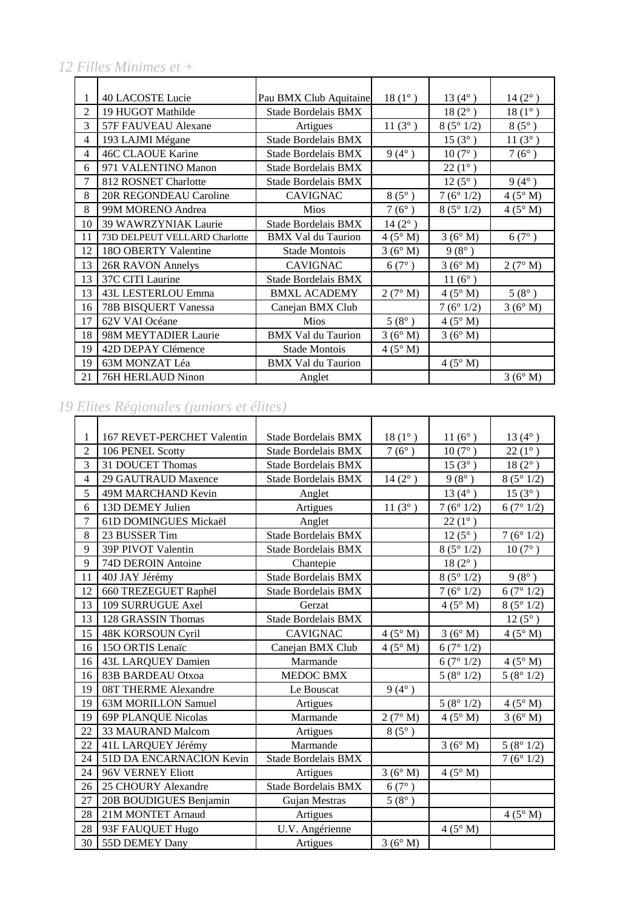## *12 Filles Minimes et +*

| | | | | | |
|---|---|---|---|---|---|
| 1 | 40 LACOSTE Lucie | Pau BMX Club Aquitaine | 18 (1° ) | 13 (4° ) | 14 (2° ) |
| 2 | 19 HUGOT Mathilde | Stade Bordelais BMX | | 18 (2° ) | 18 (1° ) |
| 3 | 57F FAUVEAU Alexane | Artigues | 11 (3° ) | 8 (5° 1/2) | 8 (5° ) |
| 4 | 193 LAJMI Mégane | Stade Bordelais BMX | | 15 (3° ) | 11 (3° ) |
| 4 | 46C CLAOUE Karine | Stade Bordelais BMX | 9 (4° ) | 10 (7° ) | 7 (6° ) |
| 6 | 971 VALENTINO Manon | Stade Bordelais BMX | | 22 (1° ) | |
| 7 | 812 ROSNET Charlotte | Stade Bordelais BMX | | 12 (5° ) | 9 (4° ) |
| 8 | 20R REGONDEAU Caroline | CAVIGNAC | 8 (5° ) | 7 (6° 1/2) | 4 (5° M) |
| 8 | 99M MORENO Andrea | Mios | 7 (6° ) | 8 (5° 1/2) | 4 (5° M) |
| 10 | 39 WAWRZYNIAK Laurie | Stade Bordelais BMX | 14 (2° ) | | |
| 11 | 73D DELPEUT VELLARD Charlotte | BMX Val du Taurion | 4 (5° M) | 3 (6° M) | 6 (7° ) |
| 12 | 18O OBERTY Valentine | Stade Montois | 3 (6° M) | 9 (8° ) | |
| 13 | 26R RAVON Annelys | CAVIGNAC | 6 (7° ) | 3 (6° M) | 2 (7° M) |
| 13 | 37C CITI Laurine | Stade Bordelais BMX | | 11 (6° ) | |
| 13 | 43L LESTERLOU Emma | BMXL ACADEMY | 2 (7° M) | 4 (5° M) | 5 (8° ) |
| 16 | 78B BISQUERT Vanessa | Canejan BMX Club | | 7 (6° 1/2) | 3 (6° M) |
| 17 | 62V VAI Océane | Mios | 5 (8° ) | 4 (5° M) | |
| 18 | 98M MEYTADIER Laurie | BMX Val du Taurion | 3 (6° M) | 3 (6° M) | |
| 19 | 42D DEPAY Clémence | Stade Montois | 4 (5° M) | | |
| 19 | 63M MONZAT Léa | BMX Val du Taurion | | 4 (5° M) | |
| 21 | 76H HERLAUD Ninon | Anglet | | | 3 (6° M) |

## *19 Elites Régionales (juniors et élites)*

| | | | | | |
|---|---|---|---|---|---|
| 1 | 167 REVET-PERCHET Valentin | Stade Bordelais BMX | 18 (1° ) | 11 (6° ) | 13 (4° ) |
| 2 | 106 PENEL Scotty | Stade Bordelais BMX | 7 (6° ) | 10 (7° ) | 22 (1° ) |
| 3 | 31 DOUCET Thomas | Stade Bordelais BMX | | 15 (3° ) | 18 (2° ) |
| 4 | 29 GAUTRAUD Maxence | Stade Bordelais BMX | 14 (2° ) | 9 (8° ) | 8 (5° 1/2) |
| 5 | 49M MARCHAND Kevin | Anglet | | 13 (4° ) | 15 (3° ) |
| 6 | 13D DEMEY Julien | Artigues | 11 (3° ) | 7 (6° 1/2) | 6 (7° 1/2) |
| 7 | 61D DOMINGUES Mickaël | Anglet | | 22 (1° ) | |
| 8 | 23 BUSSER Tim | Stade Bordelais BMX | | 12 (5° ) | 7 (6° 1/2) |
| 9 | 39P PIVOT Valentin | Stade Bordelais BMX | | 8 (5° 1/2) | 10 (7° ) |
| 9 | 74D DEROIN Antoine | Chantepie | | 18 (2° ) | |
| 11 | 40J JAY Jérémy | Stade Bordelais BMX | | 8 (5° 1/2) | 9 (8° ) |
| 12 | 660 TREZEGUET Raphël | Stade Bordelais BMX | | 7 (6° 1/2) | 6 (7° 1/2) |
| 13 | 109 SURRUGUE Axel | Gerzat | | 4 (5° M) | 8 (5° 1/2) |
| 13 | 128 GRASSIN Thomas | Stade Bordelais BMX | | | 12 (5° ) |
| 15 | 48K KORSOUN Cyril | CAVIGNAC | 4 (5° M) | 3 (6° M) | 4 (5° M) |
| 16 | 15O ORTIS Lenaïc | Canejan BMX Club | 4 (5° M) | 6 (7° 1/2) | |
| 16 | 43L LARQUEY Damien | Marmande | | 6 (7° 1/2) | 4 (5° M) |
| 16 | 83B BARDEAU Otxoa | MEDOC BMX | | 5 (8° 1/2) | 5 (8° 1/2) |
| 19 | 08T THERME Alexandre | Le Bouscat | 9 (4° ) | | |
| 19 | 63M MORILLON Samuel | Artigues | | 5 (8° 1/2) | 4 (5° M) |
| 19 | 69P PLANQUE Nicolas | Marmande | 2 (7° M) | 4 (5° M) | 3 (6° M) |
| 22 | 33 MAURAND Malcom | Artigues | 8 (5° ) | | |
| 22 | 41L LARQUEY Jérémy | Marmande | | 3 (6° M) | 5 (8° 1/2) |
| 24 | 51D DA ENCARNACION Kevin | Stade Bordelais BMX | | | 7 (6° 1/2) |
| 24 | 96V VERNEY Eliott | Artigues | 3 (6° M) | 4 (5° M) | |
| 26 | 25 CHOURY Alexandre | Stade Bordelais BMX | 6 (7° ) | | |
| 27 | 20B BOUDIGUES Benjamin | Gujan Mestras | 5 (8° ) | | |
| 28 | 21M MONTET Arnaud | Artigues | | | 4 (5° M) |
| 28 | 93F FAUQUET Hugo | U.V. Angérienne | | 4 (5° M) | |
| 30 | 55D DEMEY Dany | Artigues | 3 (6° M) | | |